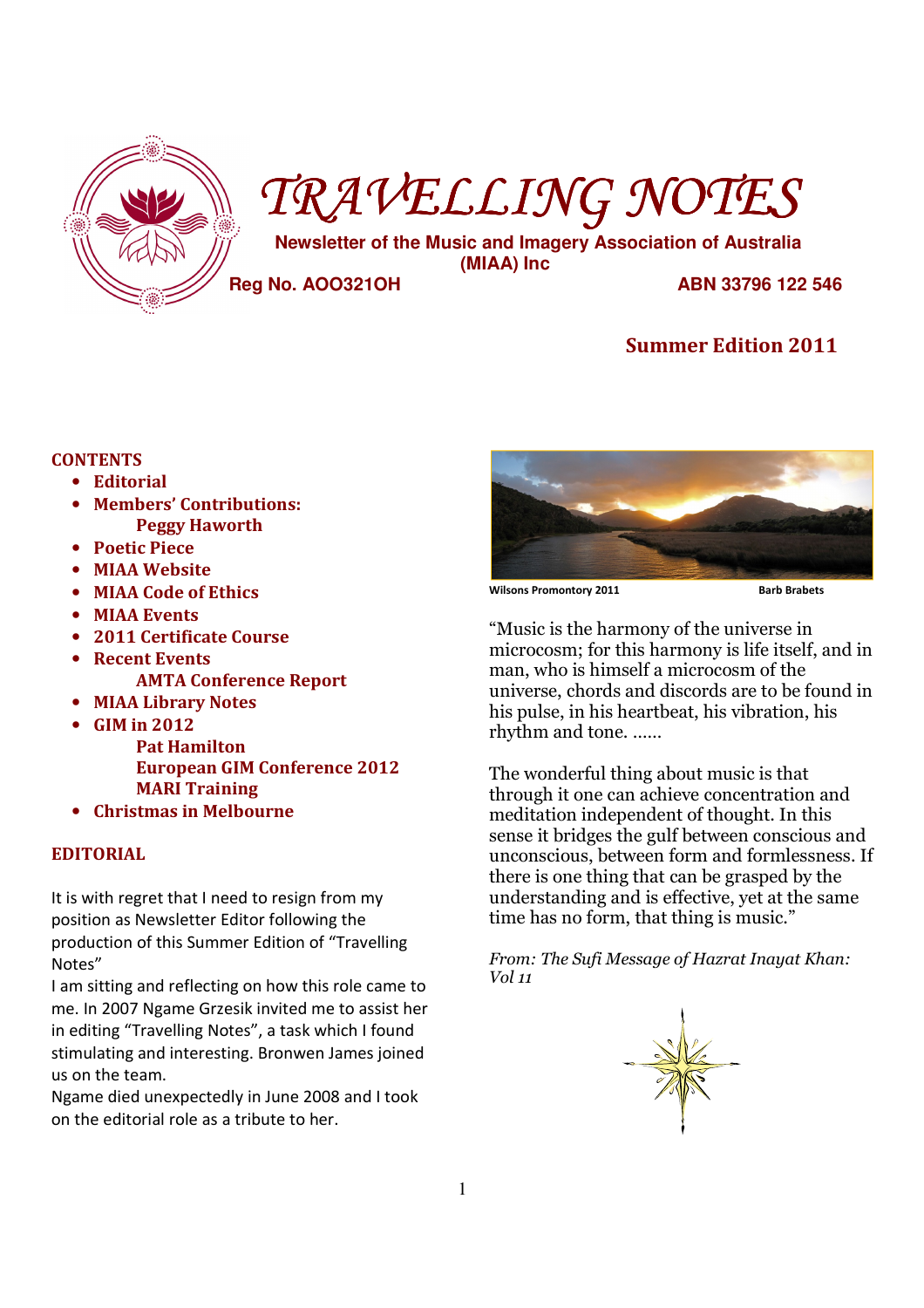# TRAVELLING NOTES

**Newsletter of the Music and Imagery Association of Australia (MIAA) Inc**

**Reg No. AOO321OH** **ABN 33796 122 546**

## Summer Edition 2011

**CONTENTS**

- **Editorial**
- **Members' Contributions:**
  **Peggy Haworth**
- **Poetic Piece**
- **MIAA Website**
- **MIAA Code of Ethics**
- **MIAA Events**
- **2011 Certificate Course**
- **Recent Events**
  **AMTA Conference Report**
- **MIAA Library Notes**
- **GIM in 2012**
  **Pat Hamilton**
  **European GIM Conference 2012**
  **MARI Training**
- **Christmas in Melbourne**

## EDITORIAL

It is with regret that I need to resign from my position as Newsletter Editor following the production of this Summer Edition of "Travelling Notes"

I am sitting and reflecting on how this role came to me. In 2007 Ngame Grzesik invited me to assist her in editing "Travelling Notes", a task which I found stimulating and interesting. Bronwen James joined us on the team.

Ngame died unexpectedly in June 2008 and I took on the editorial role as a tribute to her.

**Wilsons Promontory 2011** **Barb Brabets**

"Music is the harmony of the universe in microcosm; for this harmony is life itself, and in man, who is himself a microcosm of the universe, chords and discords are to be found in his pulse, in his heartbeat, his vibration, his rhythm and tone. ......

The wonderful thing about music is that through it one can achieve concentration and meditation independent of thought. In this sense it bridges the gulf between conscious and unconscious, between form and formlessness. If there is one thing that can be grasped by the understanding and is effective, yet at the same time has no form, that thing is music."

*From: The Sufi Message of Hazrat Inayat Khan: Vol 11*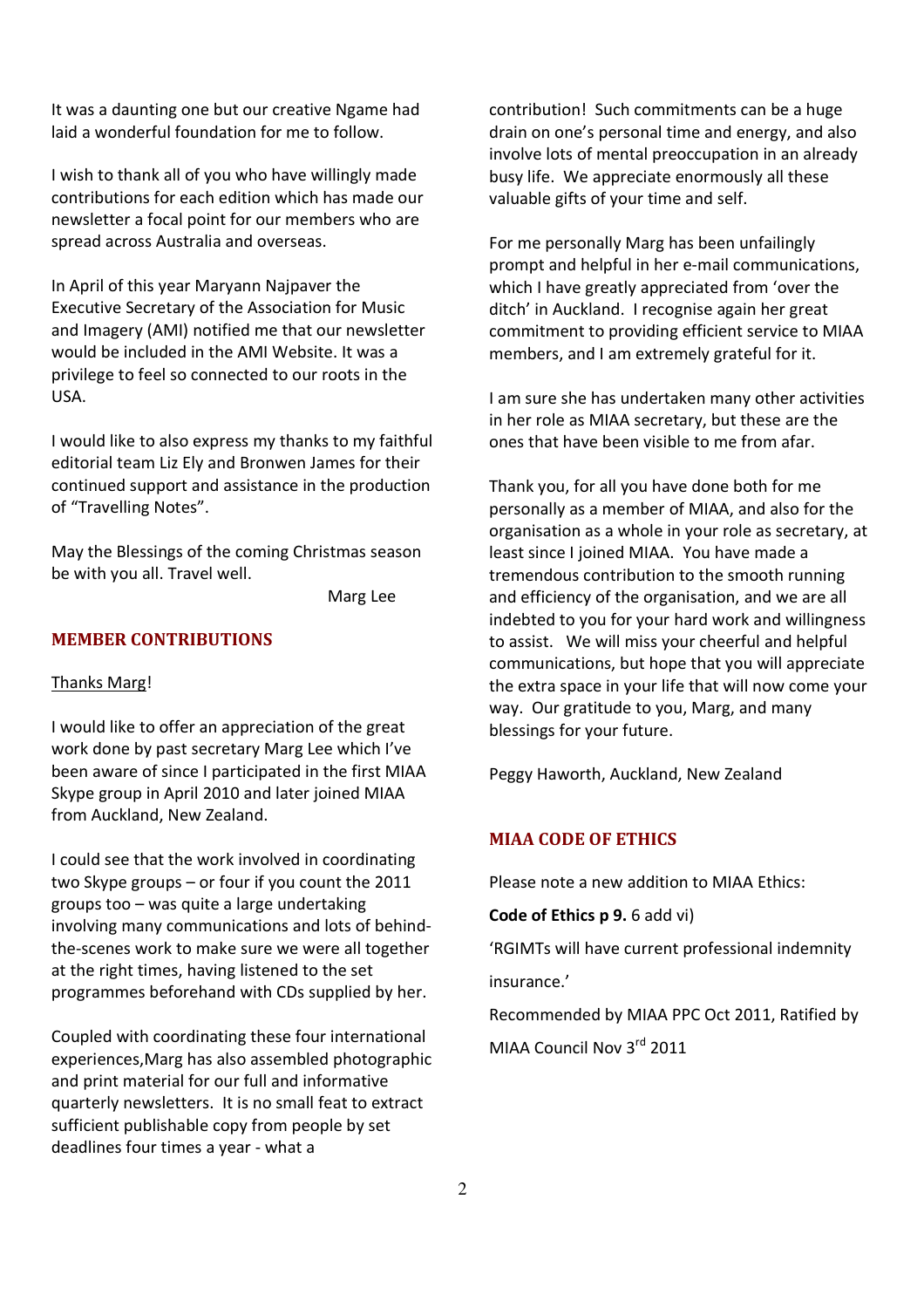It was a daunting one but our creative Ngame had laid a wonderful foundation for me to follow.

I wish to thank all of you who have willingly made contributions for each edition which has made our newsletter a focal point for our members who are spread across Australia and overseas.

In April of this year Maryann Najpaver the Executive Secretary of the Association for Music and Imagery (AMI) notified me that our newsletter would be included in the AMI Website. It was a privilege to feel so connected to our roots in the USA.

I would like to also express my thanks to my faithful editorial team Liz Ely and Bronwen James for their continued support and assistance in the production of "Travelling Notes".

May the Blessings of the coming Christmas season be with you all. Travel well.

Marg Lee

## MEMBER CONTRIBUTIONS

Thanks Marg!

I would like to offer an appreciation of the great work done by past secretary Marg Lee which I've been aware of since I participated in the first MIAA Skype group in April 2010 and later joined MIAA from Auckland, New Zealand.

I could see that the work involved in coordinating two Skype groups – or four if you count the 2011 groups too – was quite a large undertaking involving many communications and lots of behind-the-scenes work to make sure we were all together at the right times, having listened to the set programmes beforehand with CDs supplied by her.

Coupled with coordinating these four international experiences,Marg has also assembled photographic and print material for our full and informative quarterly newsletters. It is no small feat to extract sufficient publishable copy from people by set deadlines four times a year - what a contribution! Such commitments can be a huge drain on one's personal time and energy, and also involve lots of mental preoccupation in an already busy life. We appreciate enormously all these valuable gifts of your time and self.

For me personally Marg has been unfailingly prompt and helpful in her e-mail communications, which I have greatly appreciated from 'over the ditch' in Auckland. I recognise again her great commitment to providing efficient service to MIAA members, and I am extremely grateful for it.

I am sure she has undertaken many other activities in her role as MIAA secretary, but these are the ones that have been visible to me from afar.

Thank you, for all you have done both for me personally as a member of MIAA, and also for the organisation as a whole in your role as secretary, at least since I joined MIAA. You have made a tremendous contribution to the smooth running and efficiency of the organisation, and we are all indebted to you for your hard work and willingness to assist. We will miss your cheerful and helpful communications, but hope that you will appreciate the extra space in your life that will now come your way. Our gratitude to you, Marg, and many blessings for your future.

Peggy Haworth, Auckland, New Zealand

## MIAA CODE OF ETHICS

Please note a new addition to MIAA Ethics:

**Code of Ethics p 9.** 6 add vi)

'RGIMTs will have current professional indemnity insurance.'

Recommended by MIAA PPC Oct 2011, Ratified by MIAA Council Nov 3rd 2011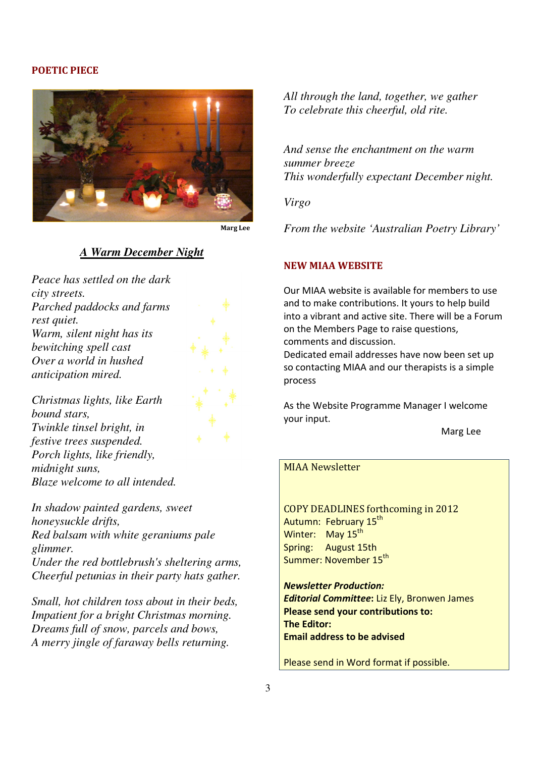## POETIC PIECE

Marg Lee

### *A Warm December Night*

*Peace has settled on the dark city streets.*
*Parched paddocks and farms rest quiet.*
*Warm, silent night has its bewitching spell cast*
*Over a world in hushed anticipation mired.*

*Christmas lights, like Earth bound stars,*
*Twinkle tinsel bright, in festive trees suspended.*
*Porch lights, like friendly, midnight suns,*
*Blaze welcome to all intended.*

*In shadow painted gardens, sweet honeysuckle drifts,*
*Red balsam with white geraniums pale glimmer.*
*Under the red bottlebrush's sheltering arms,*
*Cheerful petunias in their party hats gather.*

*Small, hot children toss about in their beds,*
*Impatient for a bright Christmas morning.*
*Dreams full of snow, parcels and bows,*
*A merry jingle of faraway bells returning.*

*All through the land, together, we gather*
*To celebrate this cheerful, old rite.*

*And sense the enchantment on the warm summer breeze*
*This wonderfully expectant December night.*

*Virgo*

*From the website 'Australian Poetry Library'*

## NEW MIAA WEBSITE

Our MIAA website is available for members to use and to make contributions. It yours to help build into a vibrant and active site. There will be a Forum on the Members Page to raise questions, comments and discussion.
Dedicated email addresses have now been set up so contacting MIAA and our therapists is a simple process

As the Website Programme Manager I welcome your input.

Marg Lee

MIAA Newsletter

COPY DEADLINES forthcoming in 2012
Autumn: February 15th
Winter: May 15th
Spring: August 15th
Summer: November 15th

***Newsletter Production:***
***Editorial Committee*:** Liz Ely, Bronwen James
**Please send your contributions to:**
**The Editor:**
**Email address to be advised**

Please send in Word format if possible.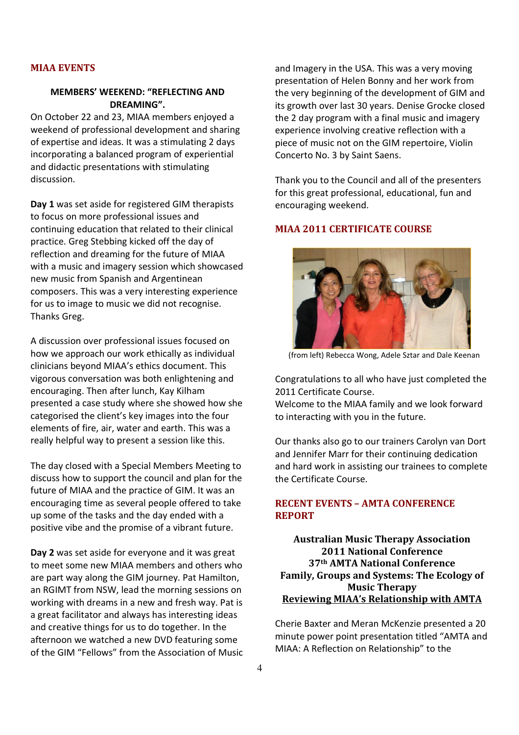## MIAA EVENTS

### MEMBERS' WEEKEND: "REFLECTING AND DREAMING".

On October 22 and 23, MIAA members enjoyed a weekend of professional development and sharing of expertise and ideas. It was a stimulating 2 days incorporating a balanced program of experiential and didactic presentations with stimulating discussion.

**Day 1** was set aside for registered GIM therapists to focus on more professional issues and continuing education that related to their clinical practice. Greg Stebbing kicked off the day of reflection and dreaming for the future of MIAA with a music and imagery session which showcased new music from Spanish and Argentinean composers. This was a very interesting experience for us to image to music we did not recognise. Thanks Greg.

A discussion over professional issues focused on how we approach our work ethically as individual clinicians beyond MIAA's ethics document. This vigorous conversation was both enlightening and encouraging. Then after lunch, Kay Kilham presented a case study where she showed how she categorised the client's key images into the four elements of fire, air, water and earth. This was a really helpful way to present a session like this.

The day closed with a Special Members Meeting to discuss how to support the council and plan for the future of MIAA and the practice of GIM. It was an encouraging time as several people offered to take up some of the tasks and the day ended with a positive vibe and the promise of a vibrant future.

**Day 2** was set aside for everyone and it was great to meet some new MIAA members and others who are part way along the GIM journey. Pat Hamilton, an RGIMT from NSW, lead the morning sessions on working with dreams in a new and fresh way. Pat is a great facilitator and always has interesting ideas and creative things for us to do together. In the afternoon we watched a new DVD featuring some of the GIM "Fellows" from the Association of Music and Imagery in the USA. This was a very moving presentation of Helen Bonny and her work from the very beginning of the development of GIM and its growth over last 30 years. Denise Grocke closed the 2 day program with a final music and imagery experience involving creative reflection with a piece of music not on the GIM repertoire, Violin Concerto No. 3 by Saint Saens.

Thank you to the Council and all of the presenters for this great professional, educational, fun and encouraging weekend.

## MIAA 2011 CERTIFICATE COURSE

(from left) Rebecca Wong, Adele Sztar and Dale Keenan

Congratulations to all who have just completed the 2011 Certificate Course.
Welcome to the MIAA family and we look forward to interacting with you in the future.

Our thanks also go to our trainers Carolyn van Dort and Jennifer Marr for their continuing dedication and hard work in assisting our trainees to complete the Certificate Course.

## RECENT EVENTS – AMTA CONFERENCE REPORT

**Australian Music Therapy Association**
**2011 National Conference**
**37th AMTA National Conference**
**Family, Groups and Systems: The Ecology of Music Therapy**
**Reviewing MIAA's Relationship with AMTA**

Cherie Baxter and Meran McKenzie presented a 20 minute power point presentation titled "AMTA and MIAA: A Reflection on Relationship" to the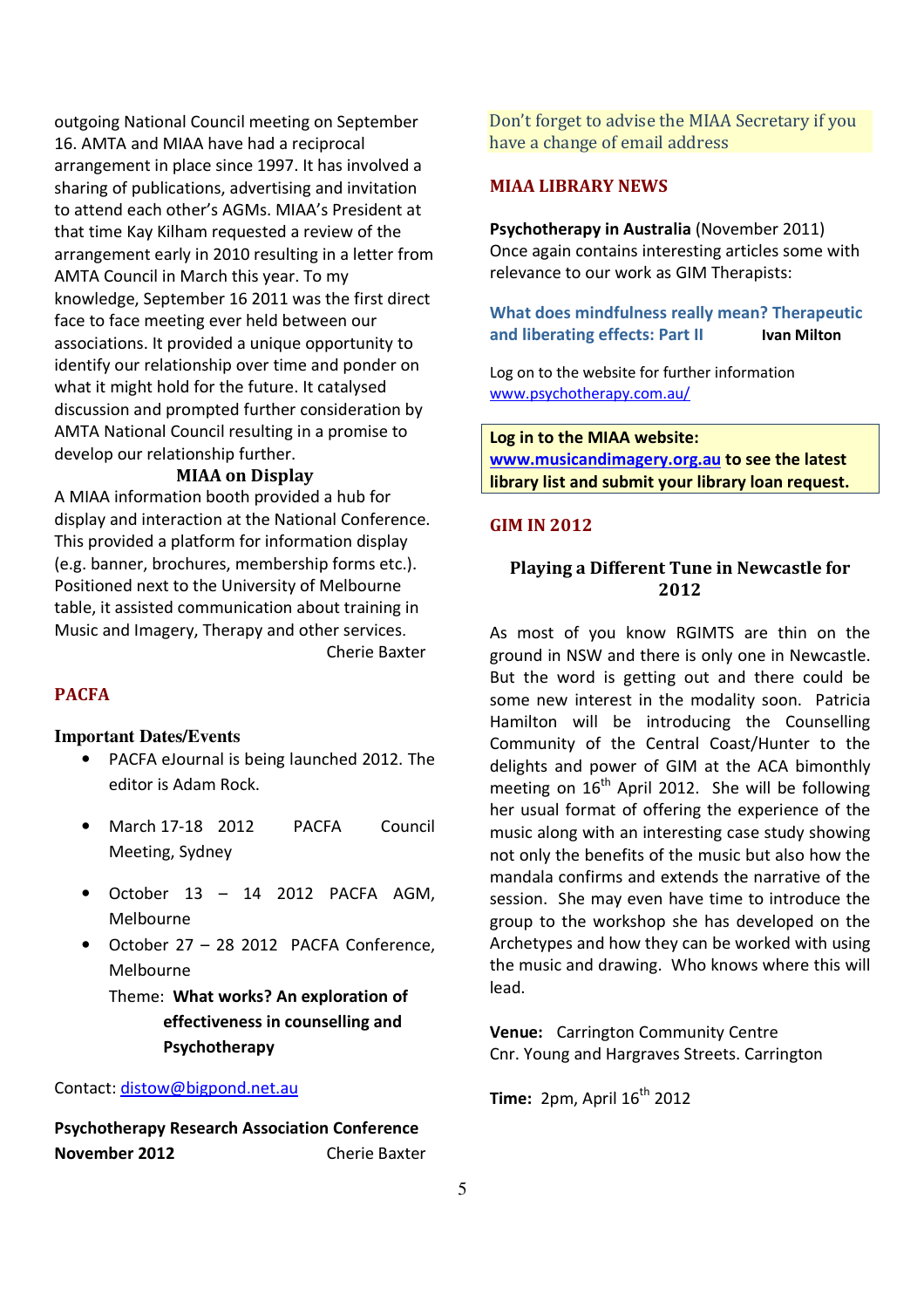outgoing National Council meeting on September 16. AMTA and MIAA have had a reciprocal arrangement in place since 1997. It has involved a sharing of publications, advertising and invitation to attend each other's AGMs. MIAA's President at that time Kay Kilham requested a review of the arrangement early in 2010 resulting in a letter from AMTA Council in March this year. To my knowledge, September 16 2011 was the first direct face to face meeting ever held between our associations. It provided a unique opportunity to identify our relationship over time and ponder on what it might hold for the future. It catalysed discussion and prompted further consideration by AMTA National Council resulting in a promise to develop our relationship further.

**MIAA on Display**

A MIAA information booth provided a hub for display and interaction at the National Conference. This provided a platform for information display (e.g. banner, brochures, membership forms etc.). Positioned next to the University of Melbourne table, it assisted communication about training in Music and Imagery, Therapy and other services.

Cherie Baxter

## PACFA

### Important Dates/Events

- PACFA eJournal is being launched 2012. The editor is Adam Rock.
- March 17-18 2012 PACFA Council Meeting, Sydney
- October 13 – 14 2012 PACFA AGM, Melbourne
- October 27 – 28 2012 PACFA Conference, Melbourne

  Theme: **What works? An exploration of effectiveness in counselling and Psychotherapy**

Contact: distow@bigpond.net.au

**Psychotherapy Research Association Conference November 2012**

Cherie Baxter

Don't forget to advise the MIAA Secretary if you have a change of email address

## MIAA LIBRARY NEWS

**Psychotherapy in Australia** (November 2011)
Once again contains interesting articles some with relevance to our work as GIM Therapists:

**What does mindfulness really mean? Therapeutic and liberating effects: Part II** — **Ivan Milton**

Log on to the website for further information
www.psychotherapy.com.au/

**Log in to the MIAA website: www.musicandimagery.org.au to see the latest library list and submit your library loan request.**

## GIM IN 2012

### Playing a Different Tune in Newcastle for 2012

As most of you know RGIMTS are thin on the ground in NSW and there is only one in Newcastle. But the word is getting out and there could be some new interest in the modality soon. Patricia Hamilton will be introducing the Counselling Community of the Central Coast/Hunter to the delights and power of GIM at the ACA bimonthly meeting on 16th April 2012. She will be following her usual format of offering the experience of the music along with an interesting case study showing not only the benefits of the music but also how the mandala confirms and extends the narrative of the session. She may even have time to introduce the group to the workshop she has developed on the Archetypes and how they can be worked with using the music and drawing. Who knows where this will lead.

**Venue:** Carrington Community Centre
Cnr. Young and Hargraves Streets. Carrington

**Time:** 2pm, April 16th 2012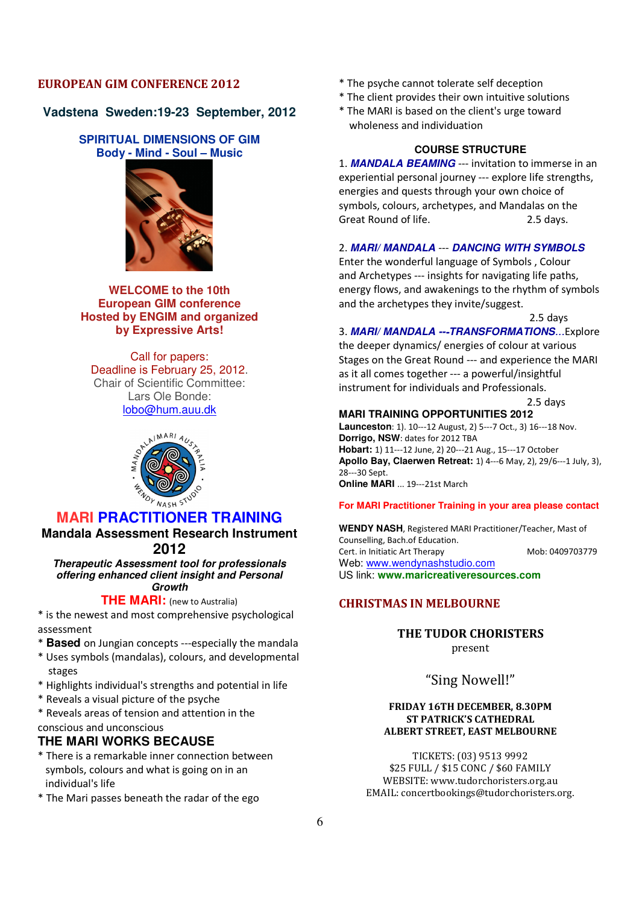## EUROPEAN GIM CONFERENCE 2012

### Vadstena Sweden:19-23 September, 2012

**SPIRITUAL DIMENSIONS OF GIM**
**Body - Mind - Soul – Music**

**WELCOME to the 10th European GIM conference Hosted by ENGIM and organized by Expressive Arts!**

Call for papers:
Deadline is February 25, 2012.
Chair of Scientific Committee:
Lars Ole Bonde:
lobo@hum.auu.dk

## MARI PRACTITIONER TRAINING

### Mandala Assessment Research Instrument 2012

***Therapeutic Assessment tool for professionals offering enhanced client insight and Personal Growth***

**THE MARI:** (new to Australia)

* is the newest and most comprehensive psychological assessment
* **Based** on Jungian concepts ---especially the mandala
* Uses symbols (mandalas), colours, and developmental stages
* Highlights individual's strengths and potential in life
* Reveals a visual picture of the psyche
* Reveals areas of tension and attention in the conscious and unconscious

### THE MARI WORKS BECAUSE

* There is a remarkable inner connection between symbols, colours and what is going on in an individual's life
* The Mari passes beneath the radar of the ego
* The psyche cannot tolerate self deception
* The client provides their own intuitive solutions
* The MARI is based on the client's urge toward wholeness and individuation

### COURSE STRUCTURE

1. ***MANDALA BEAMING*** --- invitation to immerse in an experiential personal journey --- explore life strengths, energies and quests through your own choice of symbols, colours, archetypes, and Mandalas on the Great Round of life. 2.5 days.

2. ***MARI/ MANDALA*** --- ***DANCING WITH SYMBOLS*** Enter the wonderful language of Symbols , Colour and Archetypes --- insights for navigating life paths, energy flows, and awakenings to the rhythm of symbols and the archetypes they invite/suggest. 2.5 days

3. ***MARI/ MANDALA ---TRANSFORMATIONS***...Explore the deeper dynamics/ energies of colour at various Stages on the Great Round --- and experience the MARI as it all comes together --- a powerful/insightful instrument for individuals and Professionals. 2.5 days

### MARI TRAINING OPPORTUNITIES 2012

**Launceston**: 1). 10---12 August, 2) 5---7 Oct., 3) 16---18 Nov.
**Dorrigo, NSW**: dates for 2012 TBA
**Hobart:** 1) 11---12 June, 2) 20---21 Aug., 15---17 October
**Apollo Bay, Claerwen Retreat:** 1) 4---6 May, 2), 29/6---1 July, 3), 28---30 Sept.
**Online MARI** ... 19---21st March

**For MARI Practitioner Training in your area please contact**

**WENDY NASH**, Registered MARI Practitioner/Teacher, Mast of Counselling, Bach.of Education.
Cert. in Initiatic Art Therapy Mob: 0409703779
Web: www.wendynashstudio.com
US link: **www.maricreativeresources.com**

## CHRISTMAS IN MELBOURNE

**THE TUDOR CHORISTERS**
present

"Sing Nowell!"

**FRIDAY 16TH DECEMBER, 8.30PM**
**ST PATRICK'S CATHEDRAL**
**ALBERT STREET, EAST MELBOURNE**

TICKETS: (03) 9513 9992
$25 FULL / $15 CONC / $60 FAMILY
WEBSITE: www.tudorchoristers.org.au
EMAIL: concertbookings@tudorchoristers.org.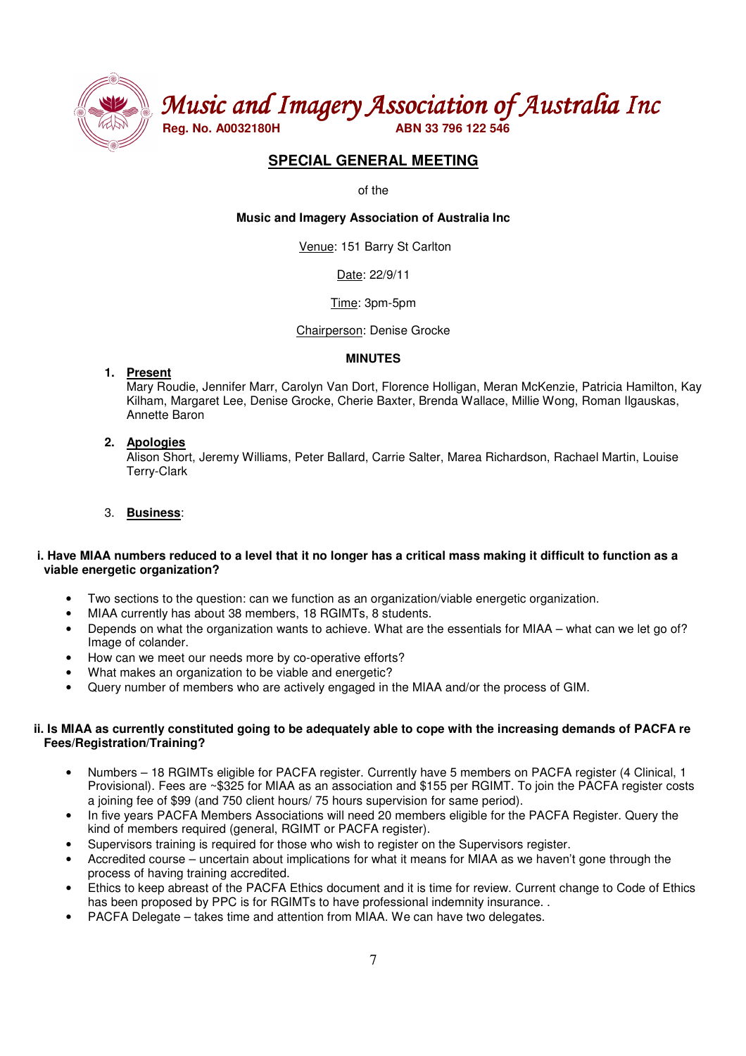# Music and Imagery Association of Australia Inc

**Reg. No. A0032180H** **ABN 33 796 122 546**

## SPECIAL GENERAL MEETING

of the

**Music and Imagery Association of Australia Inc**

Venue: 151 Barry St Carlton

Date: 22/9/11

Time: 3pm-5pm

Chairperson: Denise Grocke

**MINUTES**

1. **Present**
   Mary Roudie, Jennifer Marr, Carolyn Van Dort, Florence Holligan, Meran McKenzie, Patricia Hamilton, Kay Kilham, Margaret Lee, Denise Grocke, Cherie Baxter, Brenda Wallace, Millie Wong, Roman Ilgauskas, Annette Baron

2. **Apologies**
   Alison Short, Jeremy Williams, Peter Ballard, Carrie Salter, Marea Richardson, Rachael Martin, Louise Terry-Clark

3. **Business**:

**i. Have MIAA numbers reduced to a level that it no longer has a critical mass making it difficult to function as a viable energetic organization?**

- Two sections to the question: can we function as an organization/viable energetic organization.
- MIAA currently has about 38 members, 18 RGIMTs, 8 students.
- Depends on what the organization wants to achieve. What are the essentials for MIAA – what can we let go of? Image of colander.
- How can we meet our needs more by co-operative efforts?
- What makes an organization to be viable and energetic?
- Query number of members who are actively engaged in the MIAA and/or the process of GIM.

**ii. Is MIAA as currently constituted going to be adequately able to cope with the increasing demands of PACFA re Fees/Registration/Training?**

- Numbers – 18 RGIMTs eligible for PACFA register. Currently have 5 members on PACFA register (4 Clinical, 1 Provisional). Fees are ~$325 for MIAA as an association and $155 per RGIMT. To join the PACFA register costs a joining fee of $99 (and 750 client hours/ 75 hours supervision for same period).
- In five years PACFA Members Associations will need 20 members eligible for the PACFA Register. Query the kind of members required (general, RGIMT or PACFA register).
- Supervisors training is required for those who wish to register on the Supervisors register.
- Accredited course – uncertain about implications for what it means for MIAA as we haven't gone through the process of having training accredited.
- Ethics to keep abreast of the PACFA Ethics document and it is time for review. Current change to Code of Ethics has been proposed by PPC is for RGIMTs to have professional indemnity insurance. .
- PACFA Delegate – takes time and attention from MIAA. We can have two delegates.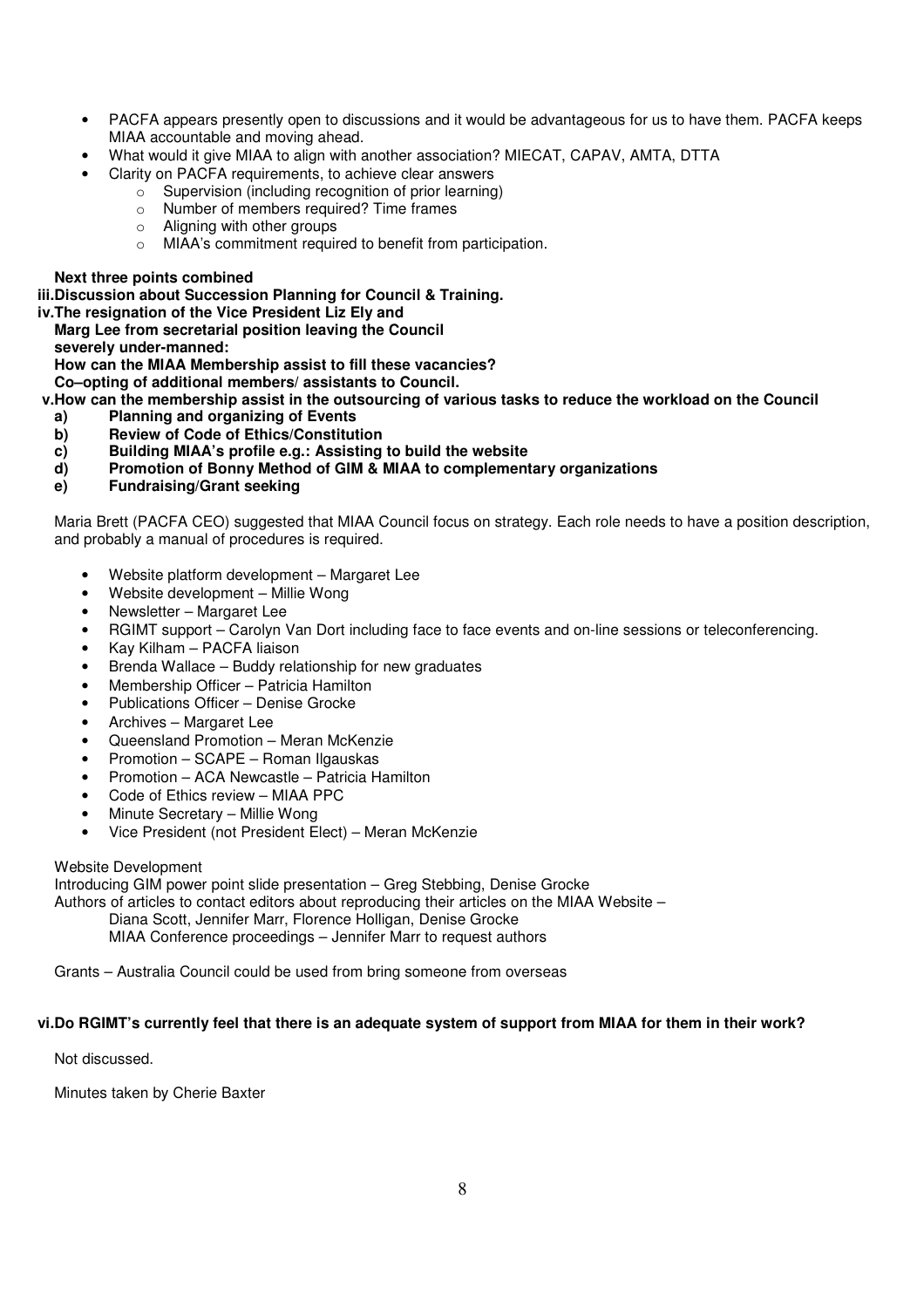- PACFA appears presently open to discussions and it would be advantageous for us to have them. PACFA keeps MIAA accountable and moving ahead.
- What would it give MIAA to align with another association? MIECAT, CAPAV, AMTA, DTTA
- Clarity on PACFA requirements, to achieve clear answers
  - Supervision (including recognition of prior learning)
  - Number of members required? Time frames
  - Aligning with other groups
  - MIAA's commitment required to benefit from participation.

**Next three points combined**

**iii. Discussion about Succession Planning for Council & Training.**

**iv. The resignation of the Vice President Liz Ely and Marg Lee from secretarial position leaving the Council severely under-manned:**
**How can the MIAA Membership assist to fill these vacancies?**
**Co–opting of additional members/ assistants to Council.**

**v. How can the membership assist in the outsourcing of various tasks to reduce the workload on the Council**

**a) Planning and organizing of Events**
**b) Review of Code of Ethics/Constitution**
**c) Building MIAA's profile e.g.: Assisting to build the website**
**d) Promotion of Bonny Method of GIM & MIAA to complementary organizations**
**e) Fundraising/Grant seeking**

Maria Brett (PACFA CEO) suggested that MIAA Council focus on strategy. Each role needs to have a position description, and probably a manual of procedures is required.

- Website platform development – Margaret Lee
- Website development – Millie Wong
- Newsletter – Margaret Lee
- RGIMT support – Carolyn Van Dort including face to face events and on-line sessions or teleconferencing.
- Kay Kilham – PACFA liaison
- Brenda Wallace – Buddy relationship for new graduates
- Membership Officer – Patricia Hamilton
- Publications Officer – Denise Grocke
- Archives – Margaret Lee
- Queensland Promotion – Meran McKenzie
- Promotion – SCAPE – Roman Ilgauskas
- Promotion – ACA Newcastle – Patricia Hamilton
- Code of Ethics review – MIAA PPC
- Minute Secretary – Millie Wong
- Vice President (not President Elect) – Meran McKenzie

Website Development
Introducing GIM power point slide presentation – Greg Stebbing, Denise Grocke
Authors of articles to contact editors about reproducing their articles on the MIAA Website –
Diana Scott, Jennifer Marr, Florence Holligan, Denise Grocke
MIAA Conference proceedings – Jennifer Marr to request authors

Grants – Australia Council could be used from bring someone from overseas

**vi. Do RGIMT's currently feel that there is an adequate system of support from MIAA for them in their work?**

Not discussed.

Minutes taken by Cherie Baxter